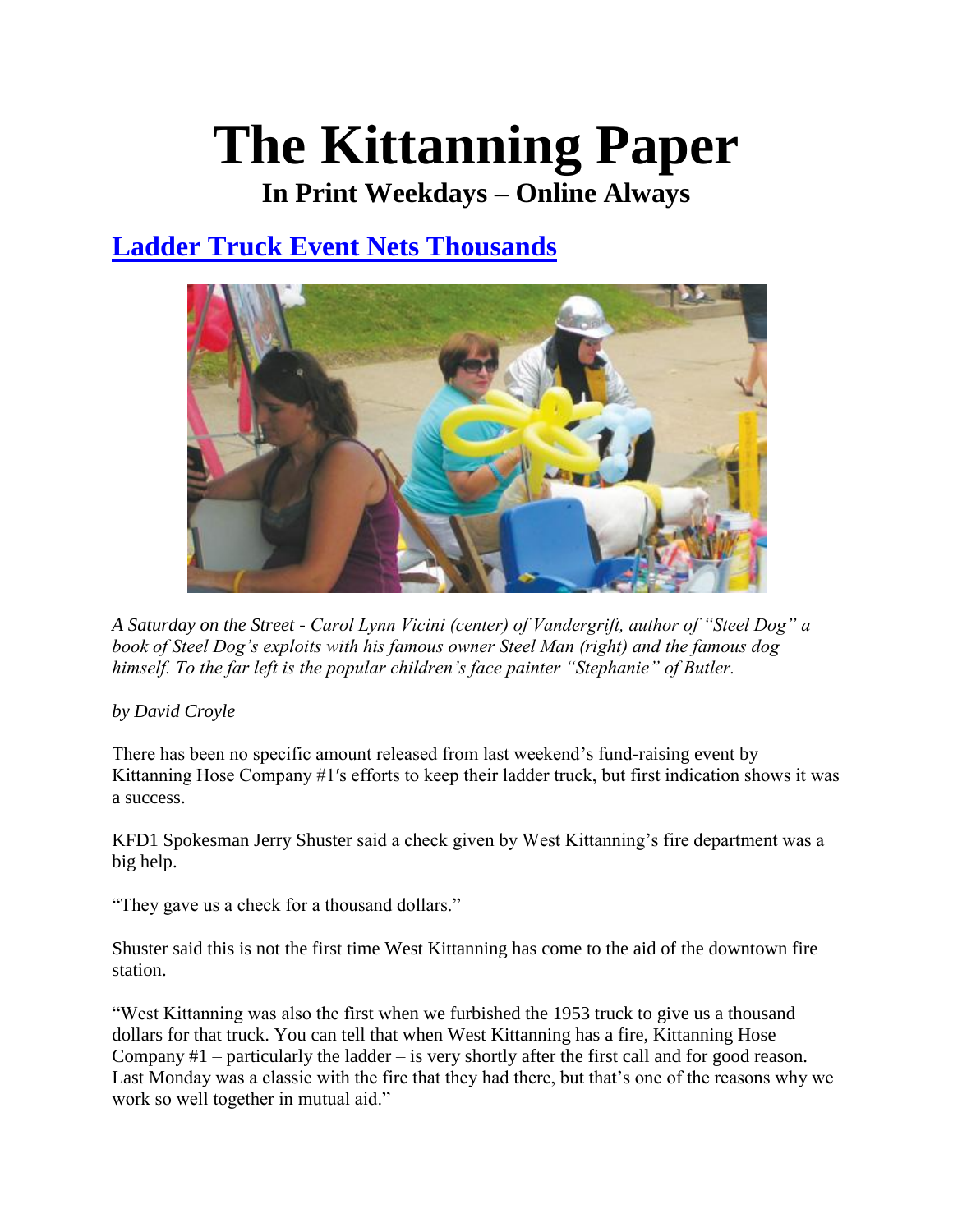# The Kittanning Paper

## In Print Weekdays – Online Always

## Ladder Truck Event Nets Thousands

*A Saturday on the Street - Carol Lynn Vicini (center) of Vandergrift, author of "Steel Dog" a book of Steel Dog's exploits with his famous owner Steel Man (right) and the famous dog himself. To the far left is the popular children's face painter "Stephanie" of Butler.*

*by David Croyle*

There has been no specific amount released from last weekend's fund-raising event by Kittanning Hose Company #1′s efforts to keep their ladder truck, but first indication shows it was a success.

KFD1 Spokesman Jerry Shuster said a check given by West Kittanning's fire department was a big help.

"They gave us a check for a thousand dollars."

Shuster said this is not the first time West Kittanning has come to the aid of the downtown fire station.

"West Kittanning was also the first when we furbished the 1953 truck to give us a thousand dollars for that truck. You can tell that when West Kittanning has a fire, Kittanning Hose Company #1 – particularly the ladder – is very shortly after the first call and for good reason. Last Monday was a classic with the fire that they had there, but that's one of the reasons why we work so well together in mutual aid."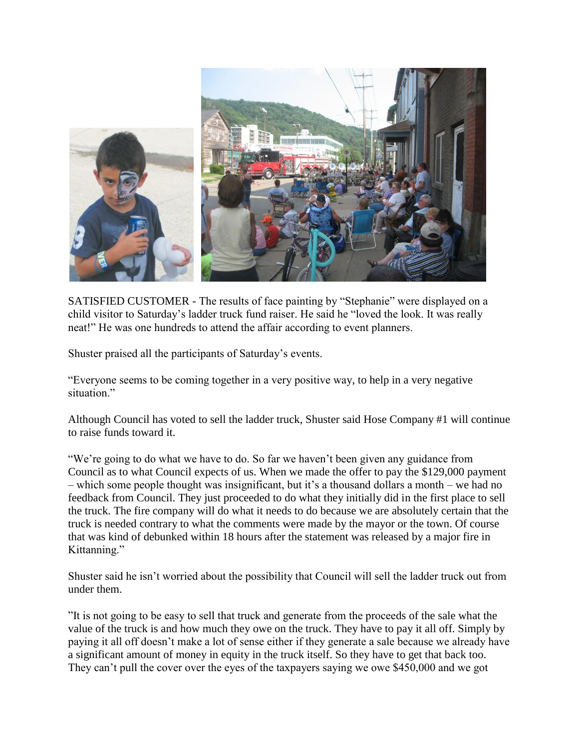SATISFIED CUSTOMER - The results of face painting by "Stephanie" were displayed on a child visitor to Saturday's ladder truck fund raiser. He said he "loved the look. It was really neat!" He was one hundreds to attend the affair according to event planners.

Shuster praised all the participants of Saturday's events.

"Everyone seems to be coming together in a very positive way, to help in a very negative situation."

Although Council has voted to sell the ladder truck, Shuster said Hose Company #1 will continue to raise funds toward it.

"We're going to do what we have to do. So far we haven't been given any guidance from Council as to what Council expects of us. When we made the offer to pay the $129,000 payment – which some people thought was insignificant, but it's a thousand dollars a month – we had no feedback from Council. They just proceeded to do what they initially did in the first place to sell the truck. The fire company will do what it needs to do because we are absolutely certain that the truck is needed contrary to what the comments were made by the mayor or the town. Of course that was kind of debunked within 18 hours after the statement was released by a major fire in Kittanning."

Shuster said he isn't worried about the possibility that Council will sell the ladder truck out from under them.

"It is not going to be easy to sell that truck and generate from the proceeds of the sale what the value of the truck is and how much they owe on the truck. They have to pay it all off. Simply by paying it all off doesn't make a lot of sense either if they generate a sale because we already have a significant amount of money in equity in the truck itself. So they have to get that back too. They can't pull the cover over the eyes of the taxpayers saying we owe $450,000 and we got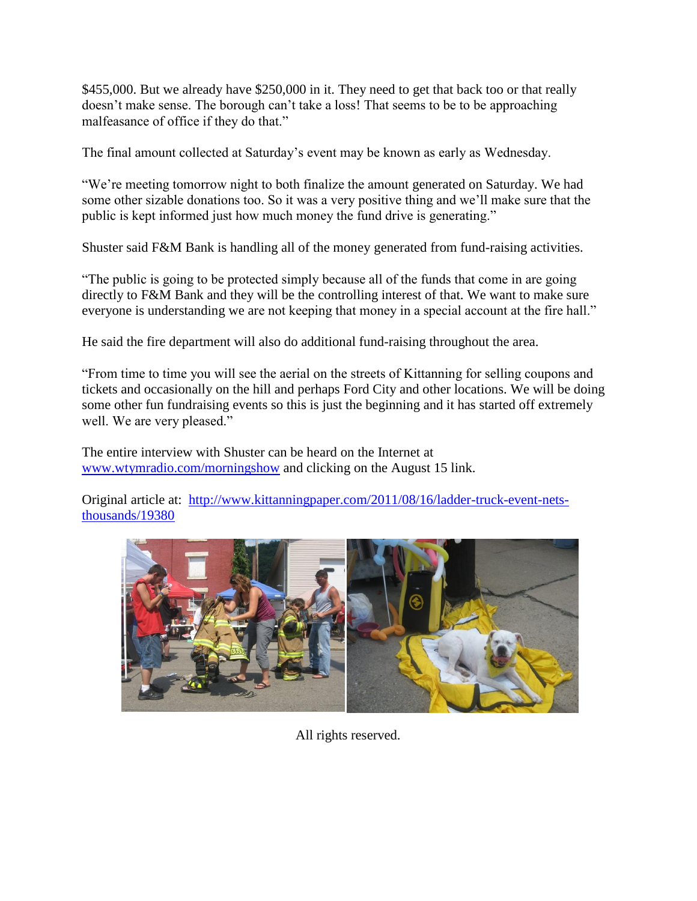$455,000. But we already have $250,000 in it. They need to get that back too or that really doesn't make sense. The borough can't take a loss! That seems to be to be approaching malfeasance of office if they do that."

The final amount collected at Saturday's event may be known as early as Wednesday.

"We're meeting tomorrow night to both finalize the amount generated on Saturday. We had some other sizable donations too. So it was a very positive thing and we'll make sure that the public is kept informed just how much money the fund drive is generating."

Shuster said F&M Bank is handling all of the money generated from fund-raising activities.

"The public is going to be protected simply because all of the funds that come in are going directly to F&M Bank and they will be the controlling interest of that. We want to make sure everyone is understanding we are not keeping that money in a special account at the fire hall."

He said the fire department will also do additional fund-raising throughout the area.

"From time to time you will see the aerial on the streets of Kittanning for selling coupons and tickets and occasionally on the hill and perhaps Ford City and other locations. We will be doing some other fun fundraising events so this is just the beginning and it has started off extremely well. We are very pleased."

The entire interview with Shuster can be heard on the Internet at [www.wtymradio.com/morningshow](http://www.wtymradio.com/morningshow) and clicking on the August 15 link.

Original article at: [http://www.kittanningpaper.com/2011/08/16/ladder-truck-event-nets-thousands/19380](http://www.kittanningpaper.com/2011/08/16/ladder-truck-event-nets-thousands/19380)

All rights reserved.